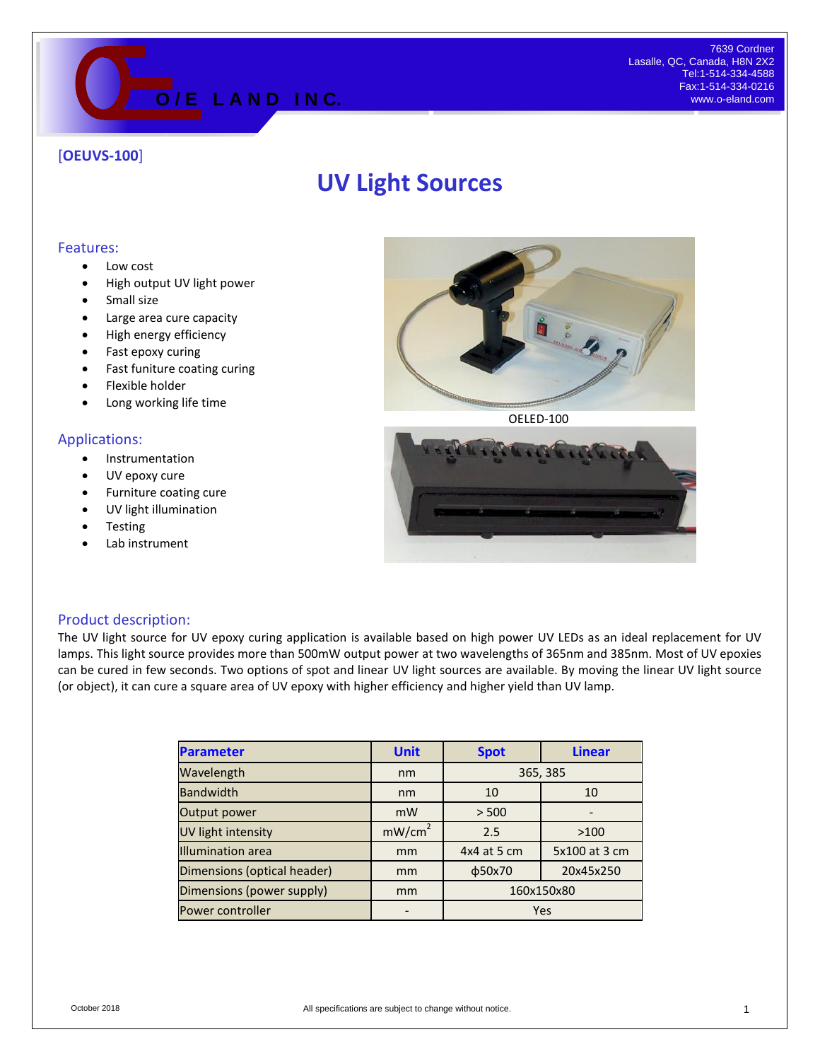O/E LAND INC.

7639 Cordner
Lasalle, QC, Canada, H8N 2X2
Tel:1-514-334-4588
Fax:1-514-334-0216
www.o-eland.com

[**OEUVS-100**]

# UV Light Sources

## Features:

- Low cost
- High output UV light power
- Small size
- Large area cure capacity
- High energy efficiency
- Fast epoxy curing
- Fast funiture coating curing
- Flexible holder
- Long working life time

OELED-100

## Applications:

- Instrumentation
- UV epoxy cure
- Furniture coating cure
- UV light illumination
- Testing
- Lab instrument

## Product description:

The UV light source for UV epoxy curing application is available based on high power UV LEDs as an ideal replacement for UV lamps. This light source provides more than 500mW output power at two wavelengths of 365nm and 385nm. Most of UV epoxies can be cured in few seconds. Two options of spot and linear UV light sources are available. By moving the linear UV light source (or object), it can cure a square area of UV epoxy with higher efficiency and higher yield than UV lamp.

| Parameter | Unit | Spot | Linear |
|---|---|---|---|
| Wavelength | nm | 365, 385 | |
| Bandwidth | nm | 10 | 10 |
| Output power | mW | > 500 | - |
| UV light intensity | $mW/cm^2$ | 2.5 | >100 |
| Illumination area | mm | 4x4 at 5 cm | 5x100 at 3 cm |
| Dimensions (optical header) | mm | ϕ50x70 | 20x45x250 |
| Dimensions (power supply) | mm | 160x150x80 | |
| Power controller | - | Yes | |

October 2018

All specifications are subject to change without notice.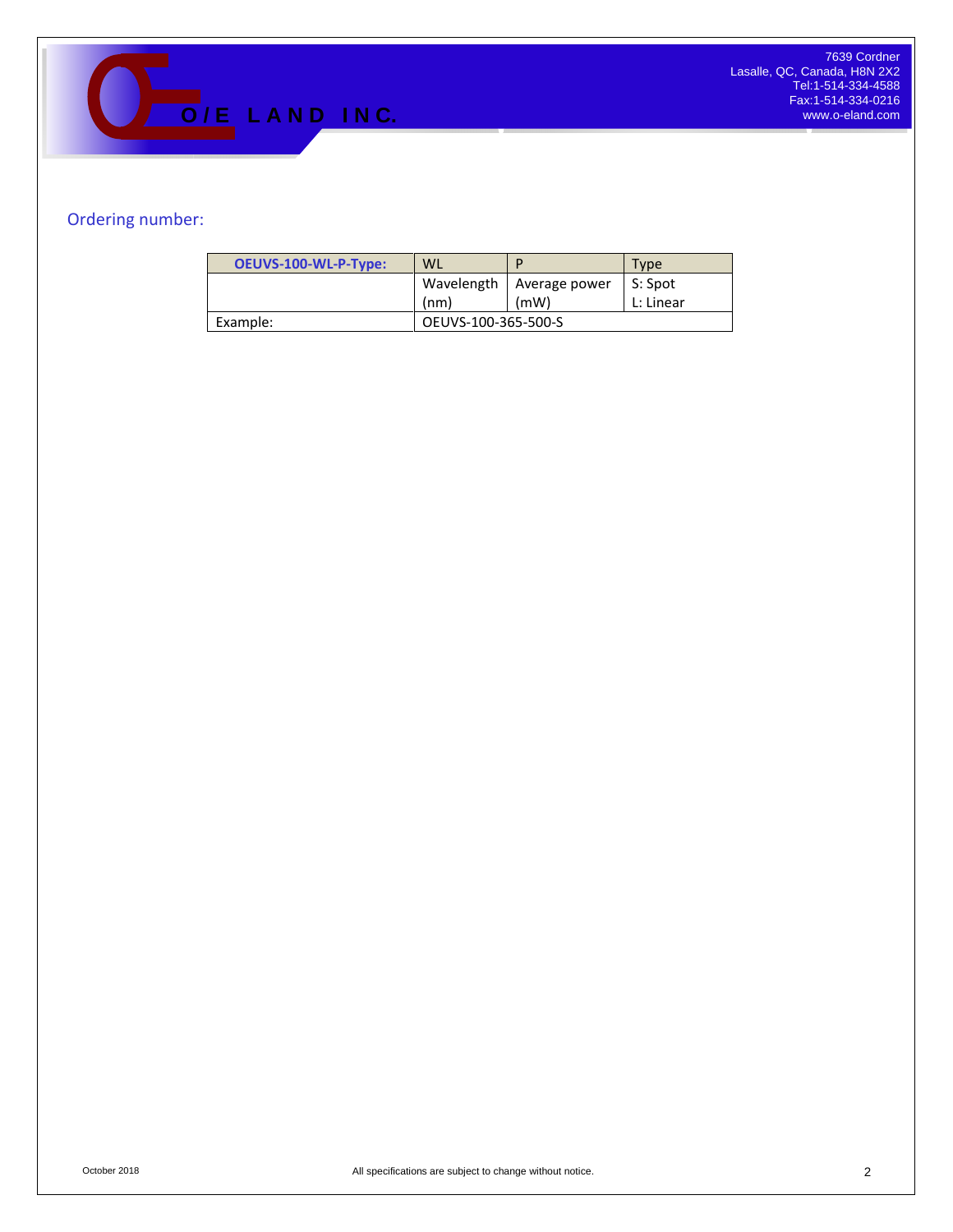## Ordering number:

| OEUVS-100-WL-P-Type: | WL | P | Type |
|---|---|---|---|
| | Wavelength (nm) | Average power (mW) | S: Spot<br>L: Linear |
| Example: | OEUVS-100-365-500-S | | |